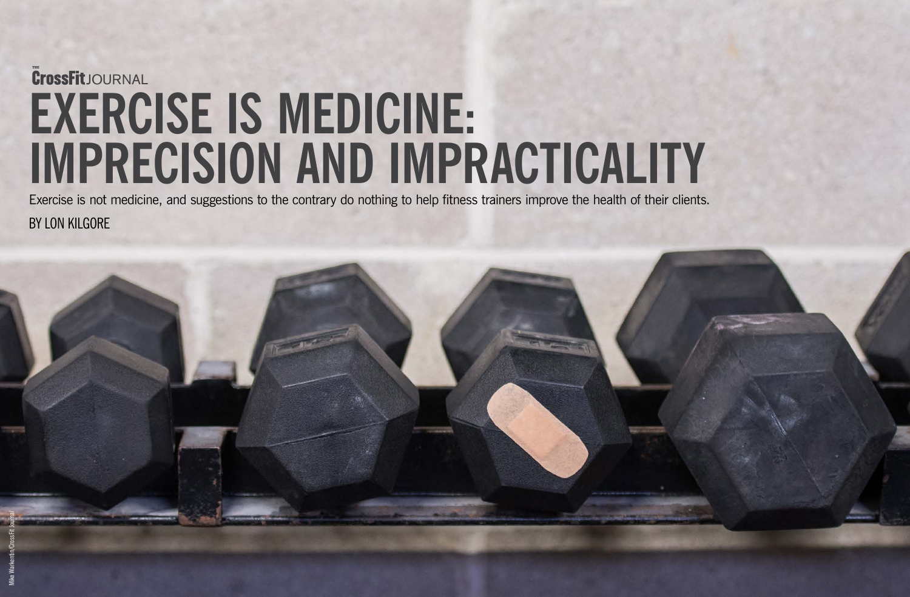THE CrossFit JOURNAL

# EXERCISE IS MEDICINE: IMPRECISION AND IMPRACTICALITY

Exercise is not medicine, and suggestions to the contrary do nothing to help fitness trainers improve the health of their clients.

BY LON KILGORE

Mike Warkentin/CrossFit Journal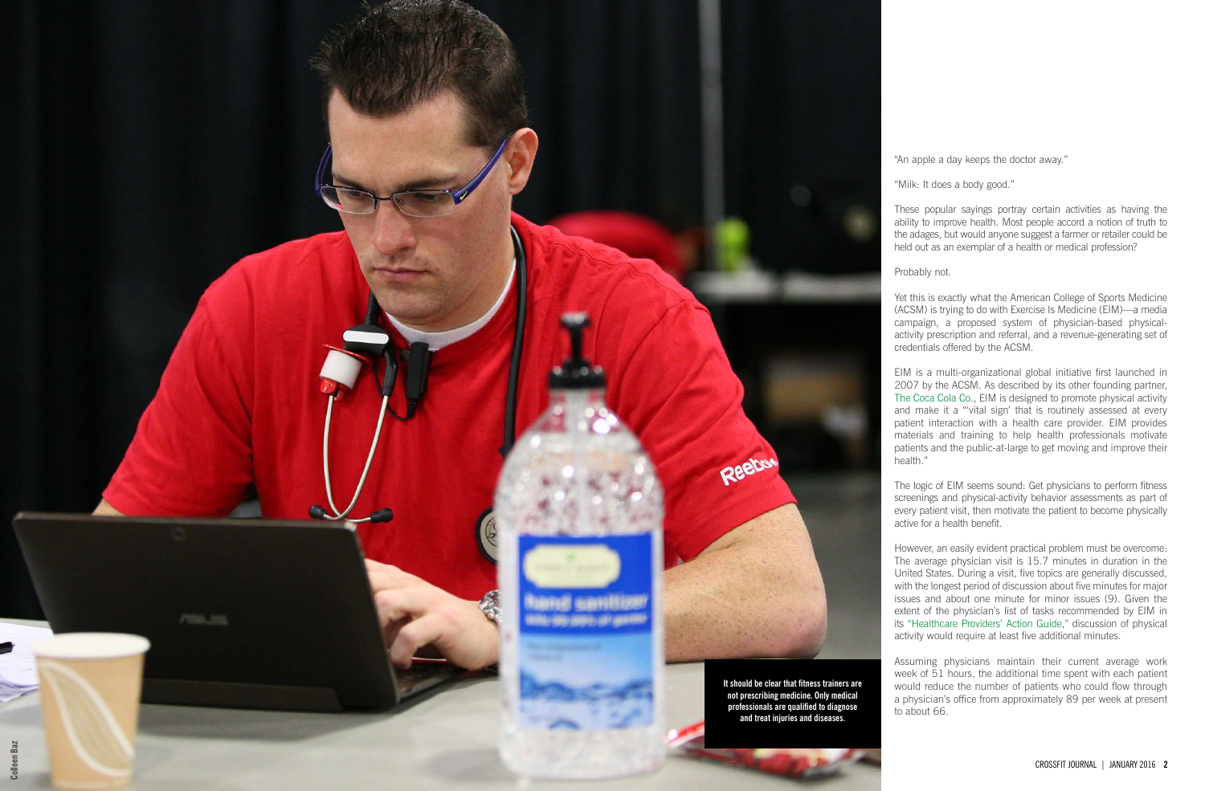It should be clear that fitness trainers are not prescribing medicine. Only medical professionals are qualified to diagnose and treat injuries and diseases.

"An apple a day keeps the doctor away."

"Milk: It does a body good."

These popular sayings portray certain activities as having the ability to improve health. Most people accord a notion of truth to the adages, but would anyone suggest a farmer or retailer could be held out as an exemplar of a health or medical profession?

Probably not.

Yet this is exactly what the American College of Sports Medicine (ACSM) is trying to do with Exercise Is Medicine (EIM)—a media campaign, a proposed system of physician-based physical-activity prescription and referral, and a revenue-generating set of credentials offered by the ACSM.

EIM is a multi-organizational global initiative first launched in 2007 by the ACSM. As described by its other founding partner, The Coca Cola Co., EIM is designed to promote physical activity and make it a "'vital sign' that is routinely assessed at every patient interaction with a health care provider. EIM provides materials and training to help health professionals motivate patients and the public-at-large to get moving and improve their health."

The logic of EIM seems sound: Get physicians to perform fitness screenings and physical-activity behavior assessments as part of every patient visit, then motivate the patient to become physically active for a health benefit.

However, an easily evident practical problem must be overcome: The average physician visit is 15.7 minutes in duration in the United States. During a visit, five topics are generally discussed, with the longest period of discussion about five minutes for major issues and about one minute for minor issues (9). Given the extent of the physician's list of tasks recommended by EIM in its "Healthcare Providers' Action Guide," discussion of physical activity would require at least five additional minutes.

Assuming physicians maintain their current average work week of 51 hours, the additional time spent with each patient would reduce the number of patients who could flow through a physician's office from approximately 89 per week at present to about 66.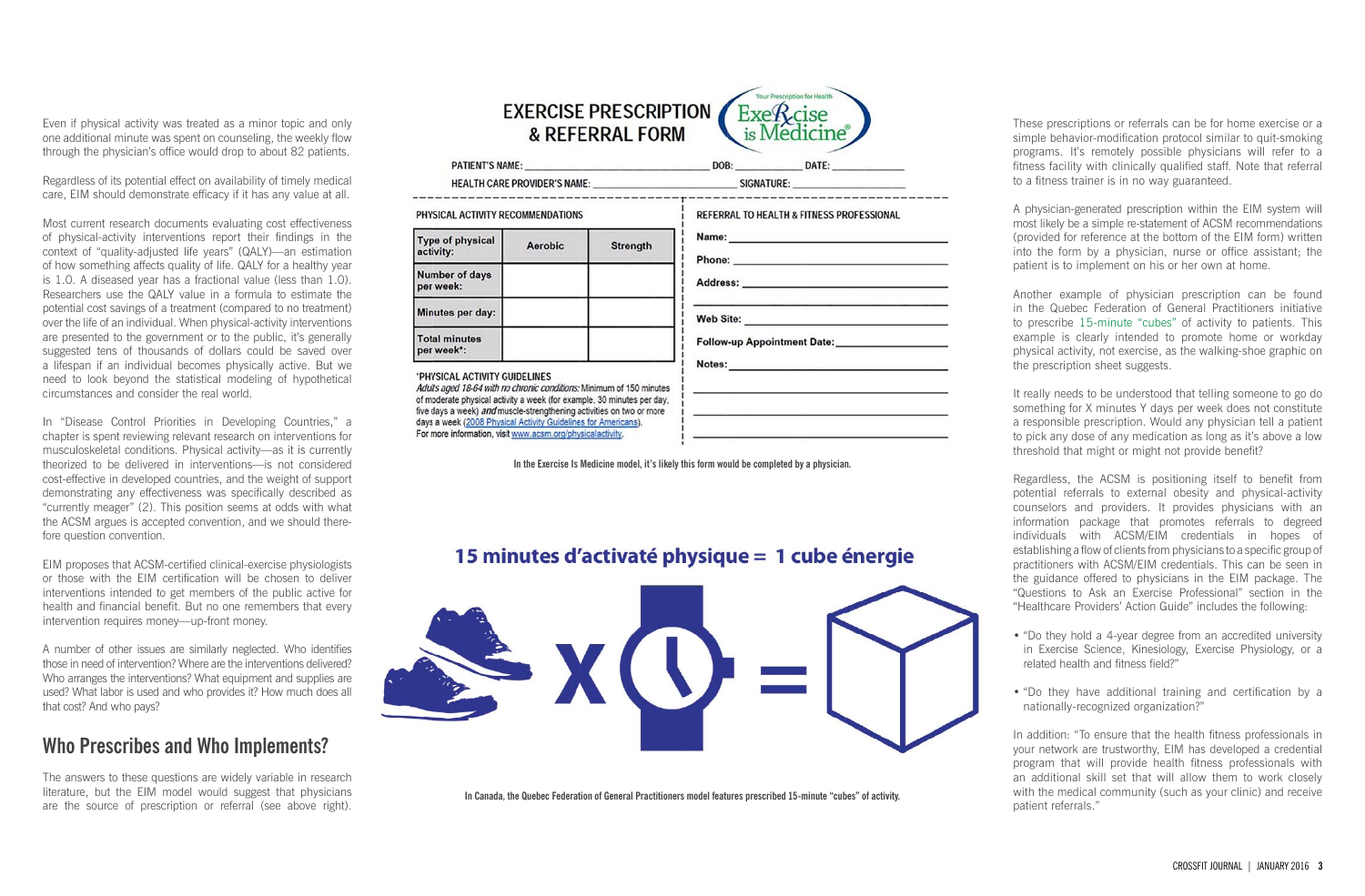Even if physical activity was treated as a minor topic and only one additional minute was spent on counseling, the weekly flow through the physician's office would drop to about 82 patients.

Regardless of its potential effect on availability of timely medical care, EIM should demonstrate efficacy if it has any value at all.

Most current research documents evaluating cost effectiveness of physical-activity interventions report their findings in the context of "quality-adjusted life years" (QALY)—an estimation of how something affects quality of life. QALY for a healthy year is 1.0. A diseased year has a fractional value (less than 1.0). Researchers use the QALY value in a formula to estimate the potential cost savings of a treatment (compared to no treatment) over the life of an individual. When physical-activity interventions are presented to the government or to the public, it's generally suggested tens of thousands of dollars could be saved over a lifespan if an individual becomes physically active. But we need to look beyond the statistical modeling of hypothetical circumstances and consider the real world.

In "Disease Control Priorities in Developing Countries," a chapter is spent reviewing relevant research on interventions for musculoskeletal conditions. Physical activity—as it is currently theorized to be delivered in interventions—is not considered cost-effective in developed countries, and the weight of support demonstrating any effectiveness was specifically described as "currently meager" (2). This position seems at odds with what the ACSM argues is accepted convention, and we should therefore question convention.

EIM proposes that ACSM-certified clinical-exercise physiologists or those with the EIM certification will be chosen to deliver interventions intended to get members of the public active for health and financial benefit. But no one remembers that every intervention requires money—up-front money.

A number of other issues are similarly neglected. Who identifies those in need of intervention? Where are the interventions delivered? Who arranges the interventions? What equipment and supplies are used? What labor is used and who provides it? How much does all that cost? And who pays?

## Who Prescribes and Who Implements?

The answers to these questions are widely variable in research literature, but the EIM model would suggest that physicians are the source of prescription or referral (see above right).

**EXERCISE PRESCRIPTION & REFERRAL FORM**

Your Prescription for Health — Exercise is Medicine®

PATIENT'S NAME: ______ DOB: ______ DATE: ______

HEALTH CARE PROVIDER'S NAME: ______ SIGNATURE: ______

PHYSICAL ACTIVITY RECOMMENDATIONS

| Type of physical activity: | Aerobic | Strength |
|---|---|---|
| Number of days per week: | | |
| Minutes per day: | | |
| Total minutes per week*: | | |

*PHYSICAL ACTIVITY GUIDELINES
*Adults aged 18-64 with no chronic conditions:* Minimum of 150 minutes of moderate physical activity a week (for example, 30 minutes per day, five days a week) *and* muscle-strengthening activities on two or more days a week (2008 Physical Activity Guidelines for Americans).
For more information, visit www.acsm.org/physicalactivity.

REFERRAL TO HEALTH & FITNESS PROFESSIONAL

Name: ______
Phone: ______
Address: ______
Web Site: ______
Follow-up Appointment Date: ______
Notes: ______

In the Exercise Is Medicine model, it's likely this form would be completed by a physician.

**15 minutes d'activaté physique = 1 cube énergie**

In Canada, the Quebec Federation of General Practitioners model features prescribed 15-minute "cubes" of activity.

These prescriptions or referrals can be for home exercise or a simple behavior-modification protocol similar to quit-smoking programs. It's remotely possible physicians will refer to a fitness facility with clinically qualified staff. Note that referral to a fitness trainer is in no way guaranteed.

A physician-generated prescription within the EIM system will most likely be a simple re-statement of ACSM recommendations (provided for reference at the bottom of the EIM form) written into the form by a physician, nurse or office assistant; the patient is to implement on his or her own at home.

Another example of physician prescription can be found in the Quebec Federation of General Practitioners initiative to prescribe 15-minute "cubes" of activity to patients. This example is clearly intended to promote home or workday physical activity, not exercise, as the walking-shoe graphic on the prescription sheet suggests.

It really needs to be understood that telling someone to go do something for X minutes Y days per week does not constitute a responsible prescription. Would any physician tell a patient to pick any dose of any medication as long as it's above a low threshold that might or might not provide benefit?

Regardless, the ACSM is positioning itself to benefit from potential referrals to external obesity and physical-activity counselors and providers. It provides physicians with an information package that promotes referrals to degreed individuals with ACSM/EIM credentials in hopes of establishing a flow of clients from physicians to a specific group of practitioners with ACSM/EIM credentials. This can be seen in the guidance offered to physicians in the EIM package. The "Questions to Ask an Exercise Professional" section in the "Healthcare Providers' Action Guide" includes the following:

- "Do they hold a 4-year degree from an accredited university in Exercise Science, Kinesiology, Exercise Physiology, or a related health and fitness field?"
- "Do they have additional training and certification by a nationally-recognized organization?"

In addition: "To ensure that the health fitness professionals in your network are trustworthy, EIM has developed a credential program that will provide health fitness professionals with an additional skill set that will allow them to work closely with the medical community (such as your clinic) and receive patient referrals."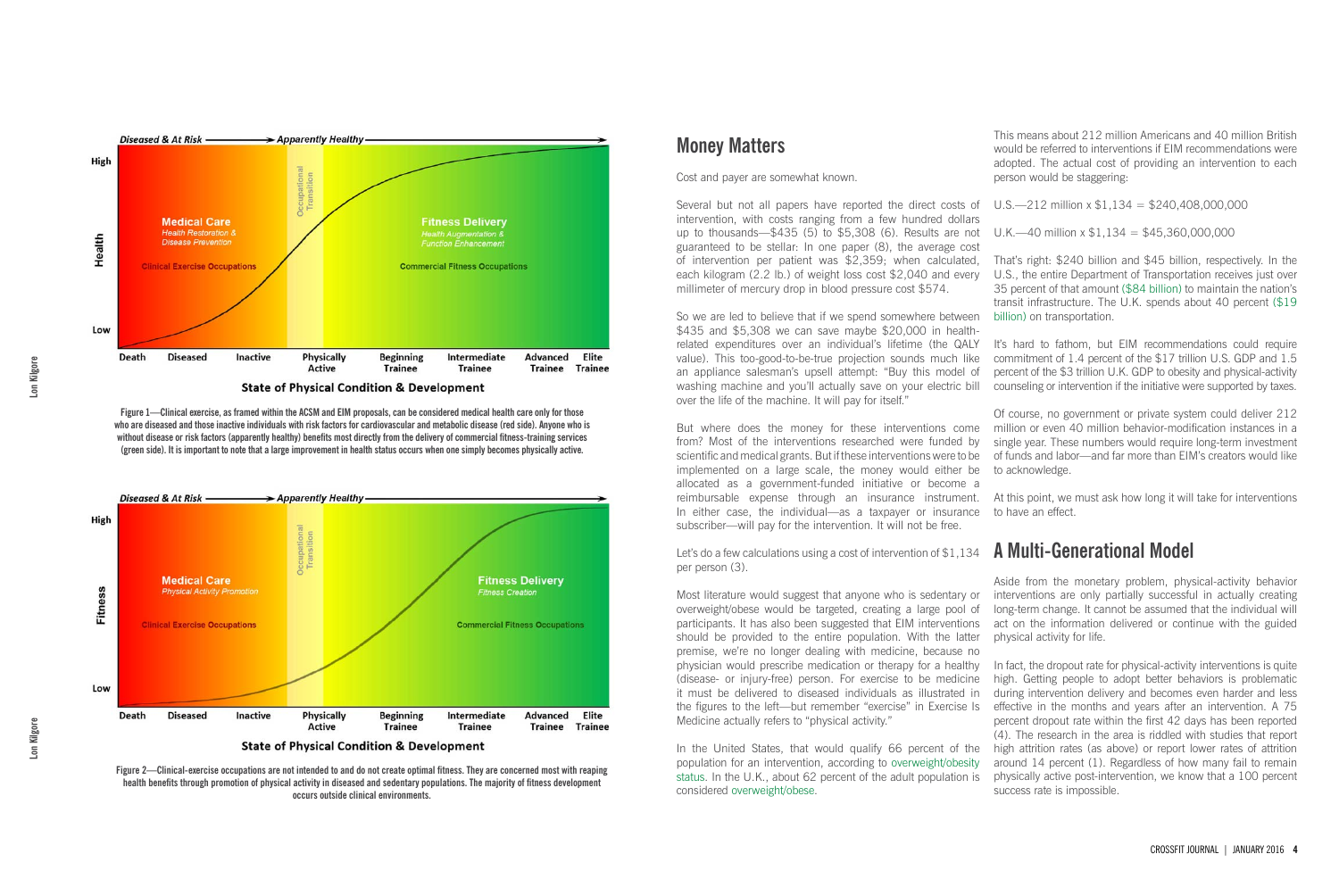Figure 1—Clinical exercise, as framed within the ACSM and EIM proposals, can be considered medical health care only for those who are diseased and those inactive individuals with risk factors for cardiovascular and metabolic disease (red side). Anyone who is without disease or risk factors (apparently healthy) benefits most directly from the delivery of commercial fitness-training services (green side). It is important to note that a large improvement in health status occurs when one simply becomes physically active.

Figure 2—Clinical-exercise occupations are not intended to and do not create optimal fitness. They are concerned most with reaping health benefits through promotion of physical activity in diseased and sedentary populations. The majority of fitness development occurs outside clinical environments.

## Money Matters

Cost and payer are somewhat known.

Several but not all papers have reported the direct costs of intervention, with costs ranging from a few hundred dollars up to thousands—$435 (5) to $5,308 (6). Results are not guaranteed to be stellar: In one paper (8), the average cost of intervention per patient was $2,359; when calculated, each kilogram (2.2 lb.) of weight loss cost $2,040 and every millimeter of mercury drop in blood pressure cost $574.

So we are led to believe that if we spend somewhere between $435 and $5,308 we can save maybe $20,000 in health-related expenditures over an individual's lifetime (the QALY value). This too-good-to-be-true projection sounds much like an appliance salesman's upsell attempt: "Buy this model of washing machine and you'll actually save on your electric bill over the life of the machine. It will pay for itself."

But where does the money for these interventions come from? Most of the interventions researched were funded by scientific and medical grants. But if these interventions were to be implemented on a large scale, the money would either be allocated as a government-funded initiative or become a reimbursable expense through an insurance instrument. In either case, the individual—as a taxpayer or insurance subscriber—will pay for the intervention. It will not be free.

Let's do a few calculations using a cost of intervention of $1,134 per person (3).

Most literature would suggest that anyone who is sedentary or overweight/obese would be targeted, creating a large pool of participants. It has also been suggested that EIM interventions should be provided to the entire population. With the latter premise, we're no longer dealing with medicine, because no physician would prescribe medication or therapy for a healthy (disease- or injury-free) person. For exercise to be medicine it must be delivered to diseased individuals as illustrated in the figures to the left—but remember "exercise" in Exercise Is Medicine actually refers to "physical activity."

In the United States, that would qualify 66 percent of the population for an intervention, according to overweight/obesity status. In the U.K., about 62 percent of the adult population is considered overweight/obese.

This means about 212 million Americans and 40 million British would be referred to interventions if EIM recommendations were adopted. The actual cost of providing an intervention to each person would be staggering:

U.S.—212 million x $1,134 = $240,408,000,000

U.K.—40 million x $1,134 = $45,360,000,000

That's right: $240 billion and $45 billion, respectively. In the U.S., the entire Department of Transportation receives just over 35 percent of that amount ($84 billion) to maintain the nation's transit infrastructure. The U.K. spends about 40 percent ($19 billion) on transportation.

It's hard to fathom, but EIM recommendations could require commitment of 1.4 percent of the $17 trillion U.S. GDP and 1.5 percent of the $3 trillion U.K. GDP to obesity and physical-activity counseling or intervention if the initiative were supported by taxes.

Of course, no government or private system could deliver 212 million or even 40 million behavior-modification instances in a single year. These numbers would require long-term investment of funds and labor—and far more than EIM's creators would like to acknowledge.

At this point, we must ask how long it will take for interventions to have an effect.

## A Multi-Generational Model

Aside from the monetary problem, physical-activity behavior interventions are only partially successful in actually creating long-term change. It cannot be assumed that the individual will act on the information delivered or continue with the guided physical activity for life.

In fact, the dropout rate for physical-activity interventions is quite high. Getting people to adopt better behaviors is problematic during intervention delivery and becomes even harder and less effective in the months and years after an intervention. A 75 percent dropout rate within the first 42 days has been reported (4). The research in the area is riddled with studies that report high attrition rates (as above) or report lower rates of attrition around 14 percent (1). Regardless of how many fail to remain physically active post-intervention, we know that a 100 percent success rate is impossible.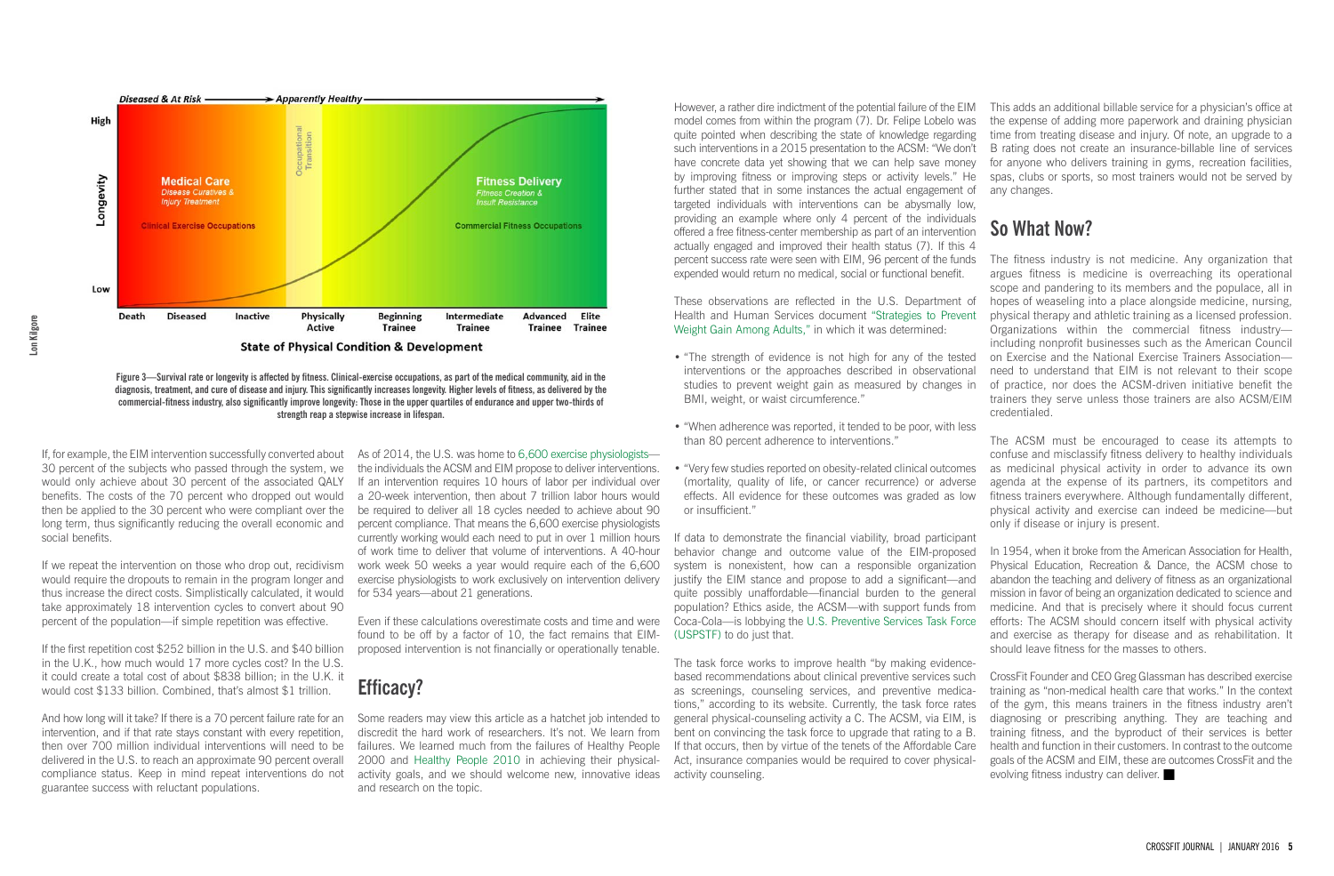Figure 3—Survival rate or longevity is affected by fitness. Clinical-exercise occupations, as part of the medical community, aid in the diagnosis, treatment, and cure of disease and injury. This significantly increases longevity. Higher levels of fitness, as delivered by the commercial-fitness industry, also significantly improve longevity: Those in the upper quartiles of endurance and upper two-thirds of strength reap a stepwise increase in lifespan.

If, for example, the EIM intervention successfully converted about 30 percent of the subjects who passed through the system, we would only achieve about 30 percent of the associated QALY benefits. The costs of the 70 percent who dropped out would then be applied to the 30 percent who were compliant over the long term, thus significantly reducing the overall economic and social benefits.

If we repeat the intervention on those who drop out, recidivism would require the dropouts to remain in the program longer and thus increase the direct costs. Simplistically calculated, it would take approximately 18 intervention cycles to convert about 90 percent of the population—if simple repetition was effective.

If the first repetition cost $252 billion in the U.S. and $40 billion in the U.K., how much would 17 more cycles cost? In the U.S. it could create a total cost of about $838 billion; in the U.K. it would cost $133 billion. Combined, that's almost $1 trillion.

And how long will it take? If there is a 70 percent failure rate for an intervention, and if that rate stays constant with every repetition, then over 700 million individual interventions will need to be delivered in the U.S. to reach an approximate 90 percent overall compliance status. Keep in mind repeat interventions do not guarantee success with reluctant populations.

As of 2014, the U.S. was home to 6,600 exercise physiologists—the individuals the ACSM and EIM propose to deliver interventions. If an intervention requires 10 hours of labor per individual over a 20-week intervention, then about 7 trillion labor hours would be required to deliver all 18 cycles needed to achieve about 90 percent compliance. That means the 6,600 exercise physiologists currently working would each need to put in over 1 million hours of work time to deliver that volume of interventions. A 40-hour work week 50 weeks a year would require each of the 6,600 exercise physiologists to work exclusively on intervention delivery for 534 years—about 21 generations.

Even if these calculations overestimate costs and time and were found to be off by a factor of 10, the fact remains that EIM-proposed intervention is not financially or operationally tenable.

## Efficacy?

Some readers may view this article as a hatchet job intended to discredit the hard work of researchers. It's not. We learn from failures. We learned much from the failures of Healthy People 2000 and Healthy People 2010 in achieving their physical-activity goals, and we should welcome new, innovative ideas and research on the topic.

However, a rather dire indictment of the potential failure of the EIM model comes from within the program (7). Dr. Felipe Lobelo was quite pointed when describing the state of knowledge regarding such interventions in a 2015 presentation to the ACSM: "We don't have concrete data yet showing that we can help save money by improving fitness or improving steps or activity levels." He further stated that in some instances the actual engagement of targeted individuals with interventions can be abysmally low, providing an example where only 4 percent of the individuals offered a free fitness-center membership as part of an intervention actually engaged and improved their health status (7). If this 4 percent success rate were seen with EIM, 96 percent of the funds expended would return no medical, social or functional benefit.

These observations are reflected in the U.S. Department of Health and Human Services document "Strategies to Prevent Weight Gain Among Adults," in which it was determined:

- "The strength of evidence is not high for any of the tested interventions or the approaches described in observational studies to prevent weight gain as measured by changes in BMI, weight, or waist circumference."
- "When adherence was reported, it tended to be poor, with less than 80 percent adherence to interventions."
- "Very few studies reported on obesity-related clinical outcomes (mortality, quality of life, or cancer recurrence) or adverse effects. All evidence for these outcomes was graded as low or insufficient."

If data to demonstrate the financial viability, broad participant behavior change and outcome value of the EIM-proposed system is nonexistent, how can a responsible organization justify the EIM stance and propose to add a significant—and quite possibly unaffordable—financial burden to the general population? Ethics aside, the ACSM—with support funds from Coca-Cola—is lobbying the U.S. Preventive Services Task Force (USPSTF) to do just that.

The task force works to improve health "by making evidence-based recommendations about clinical preventive services such as screenings, counseling services, and preventive medications," according to its website. Currently, the task force rates general physical-counseling activity a C. The ACSM, via EIM, is bent on convincing the task force to upgrade that rating to a B. If that occurs, then by virtue of the tenets of the Affordable Care Act, insurance companies would be required to cover physical-activity counseling.

This adds an additional billable service for a physician's office at the expense of adding more paperwork and draining physician time from treating disease and injury. Of note, an upgrade to a B rating does not create an insurance-billable line of services for anyone who delivers training in gyms, recreation facilities, spas, clubs or sports, so most trainers would not be served by any changes.

## So What Now?

The fitness industry is not medicine. Any organization that argues fitness is medicine is overreaching its operational scope and pandering to its members and the populace, all in hopes of weaseling into a place alongside medicine, nursing, physical therapy and athletic training as a licensed profession. Organizations within the commercial fitness industry—including nonprofit businesses such as the American Council on Exercise and the National Exercise Trainers Association—need to understand that EIM is not relevant to their scope of practice, nor does the ACSM-driven initiative benefit the trainers they serve unless those trainers are also ACSM/EIM credentialed.

The ACSM must be encouraged to cease its attempts to confuse and misclassify fitness delivery to healthy individuals as medicinal physical activity in order to advance its own agenda at the expense of its partners, its competitors and fitness trainers everywhere. Although fundamentally different, physical activity and exercise can indeed be medicine—but only if disease or injury is present.

In 1954, when it broke from the American Association for Health, Physical Education, Recreation & Dance, the ACSM chose to abandon the teaching and delivery of fitness as an organizational mission in favor of being an organization dedicated to science and medicine. And that is precisely where it should focus current efforts: The ACSM should concern itself with physical activity and exercise as therapy for disease and as rehabilitation. It should leave fitness for the masses to others.

CrossFit Founder and CEO Greg Glassman has described exercise training as "non-medical health care that works." In the context of the gym, this means trainers in the fitness industry aren't diagnosing or prescribing anything. They are teaching and training fitness, and the byproduct of their services is better health and function in their customers. In contrast to the outcome goals of the ACSM and EIM, these are outcomes CrossFit and the evolving fitness industry can deliver. ■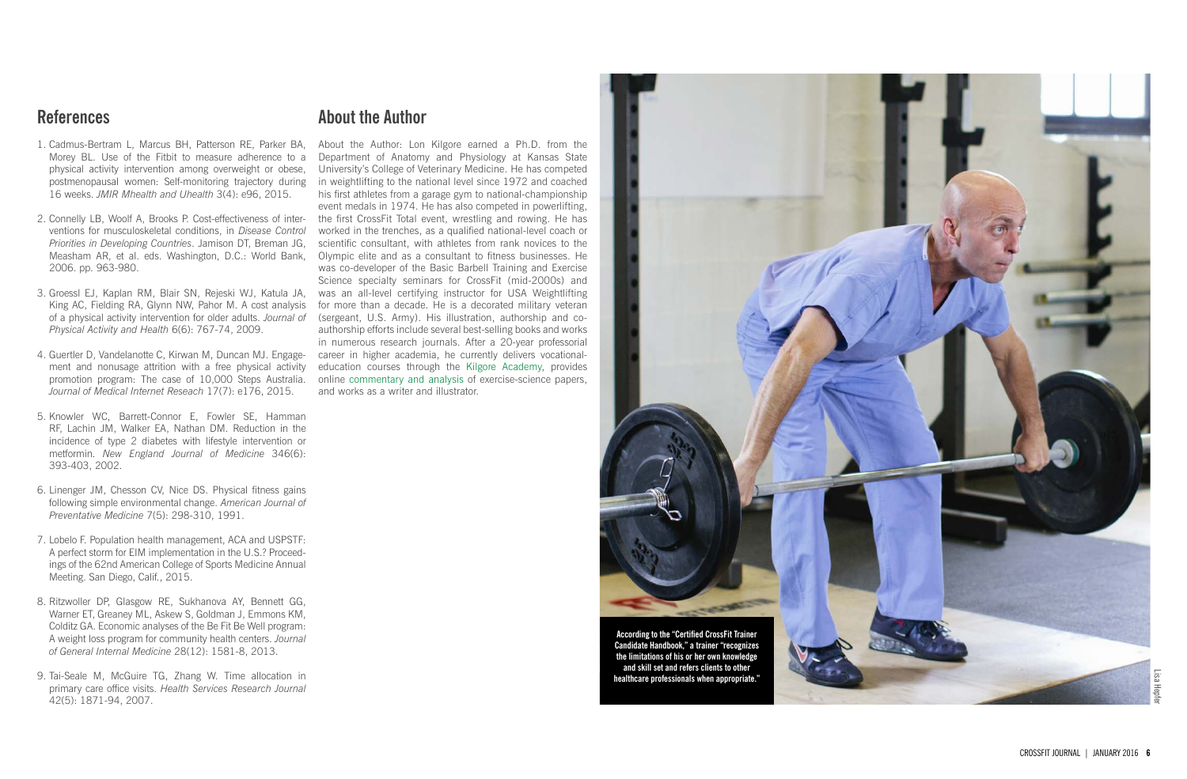## References

1. Cadmus-Bertram L, Marcus BH, Patterson RE, Parker BA, Morey BL. Use of the Fitbit to measure adherence to a physical activity intervention among overweight or obese, postmenopausal women: Self-monitoring trajectory during 16 weeks. *JMIR Mhealth and Uhealth* 3(4): e96, 2015.

2. Connelly LB, Woolf A, Brooks P. Cost-effectiveness of interventions for musculoskeletal conditions, in *Disease Control Priorities in Developing Countries*. Jamison DT, Breman JG, Measham AR, et al. eds. Washington, D.C.: World Bank, 2006. pp. 963-980.

3. Groessl EJ, Kaplan RM, Blair SN, Rejeski WJ, Katula JA, King AC, Fielding RA, Glynn NW, Pahor M. A cost analysis of a physical activity intervention for older adults. *Journal of Physical Activity and Health* 6(6): 767-74, 2009.

4. Guertler D, Vandelanotte C, Kirwan M, Duncan MJ. Engagement and nonusage attrition with a free physical activity promotion program: The case of 10,000 Steps Australia. *Journal of Medical Internet Reseach* 17(7): e176, 2015.

5. Knowler WC, Barrett-Connor E, Fowler SE, Hamman RF, Lachin JM, Walker EA, Nathan DM. Reduction in the incidence of type 2 diabetes with lifestyle intervention or metformin. *New England Journal of Medicine* 346(6): 393-403, 2002.

6. Linenger JM, Chesson CV, Nice DS. Physical fitness gains following simple environmental change. *American Journal of Preventative Medicine* 7(5): 298-310, 1991.

7. Lobelo F. Population health management, ACA and USPSTF: A perfect storm for EIM implementation in the U.S.? Proceedings of the 62nd American College of Sports Medicine Annual Meeting. San Diego, Calif., 2015.

8. Ritzwoller DP, Glasgow RE, Sukhanova AY, Bennett GG, Warner ET, Greaney ML, Askew S, Goldman J, Emmons KM, Colditz GA. Economic analyses of the Be Fit Be Well program: A weight loss program for community health centers. *Journal of General Internal Medicine* 28(12): 1581-8, 2013.

9. Tai-Seale M, McGuire TG, Zhang W. Time allocation in primary care office visits. *Health Services Research Journal* 42(5): 1871-94, 2007.

## About the Author

About the Author: Lon Kilgore earned a Ph.D. from the Department of Anatomy and Physiology at Kansas State University's College of Veterinary Medicine. He has competed in weightlifting to the national level since 1972 and coached his first athletes from a garage gym to national-championship event medals in 1974. He has also competed in powerlifting, the first CrossFit Total event, wrestling and rowing. He has worked in the trenches, as a qualified national-level coach or scientific consultant, with athletes from rank novices to the Olympic elite and as a consultant to fitness businesses. He was co-developer of the Basic Barbell Training and Exercise Science specialty seminars for CrossFit (mid-2000s) and was an all-level certifying instructor for USA Weightlifting for more than a decade. He is a decorated military veteran (sergeant, U.S. Army). His illustration, authorship and co-authorship efforts include several best-selling books and works in numerous research journals. After a 20-year professorial career in higher academia, he currently delivers vocational-education courses through the Kilgore Academy, provides online commentary and analysis of exercise-science papers, and works as a writer and illustrator.

According to the "Certified CrossFit Trainer Candidate Handbook," a trainer "recognizes the limitations of his or her own knowledge and skill set and refers clients to other healthcare professionals when appropriate."

Lisa Hopfer